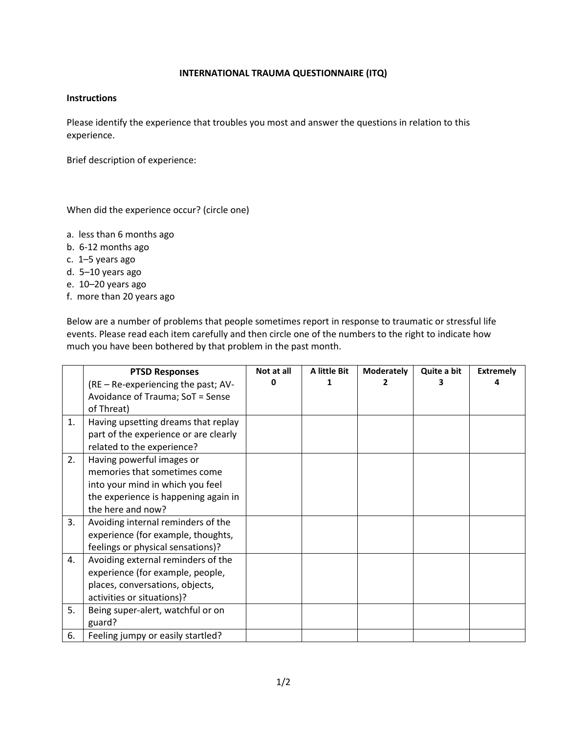# INTERNATIONAL TRAUMA QUESTIONNAIRE (ITQ)

**Instructions**

Please identify the experience that troubles you most and answer the questions in relation to this experience.

Brief description of experience:

When did the experience occur? (circle one)

a. less than 6 months ago
b. 6-12 months ago
c. 1–5 years ago
d. 5–10 years ago
e. 10–20 years ago
f. more than 20 years ago

Below are a number of problems that people sometimes report in response to traumatic or stressful life events. Please read each item carefully and then circle one of the numbers to the right to indicate how much you have been bothered by that problem in the past month.

| | **PTSD Responses** (RE – Re-experiencing the past; AV- Avoidance of Trauma; SoT = Sense of Threat) | **Not at all 0** | **A little Bit 1** | **Moderately 2** | **Quite a bit 3** | **Extremely 4** |
|---|---|---|---|---|---|---|
| 1. | Having upsetting dreams that replay part of the experience or are clearly related to the experience? | | | | | |
| 2. | Having powerful images or memories that sometimes come into your mind in which you feel the experience is happening again in the here and now? | | | | | |
| 3. | Avoiding internal reminders of the experience (for example, thoughts, feelings or physical sensations)? | | | | | |
| 4. | Avoiding external reminders of the experience (for example, people, places, conversations, objects, activities or situations)? | | | | | |
| 5. | Being super-alert, watchful or on guard? | | | | | |
| 6. | Feeling jumpy or easily startled? | | | | | |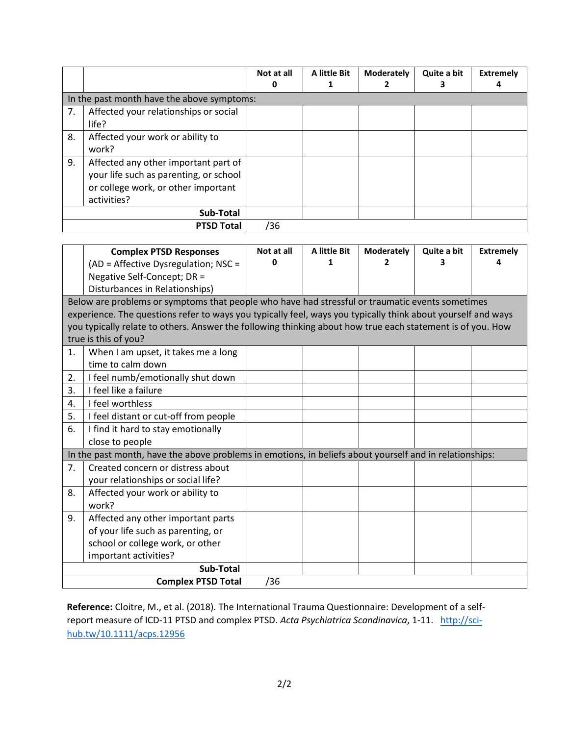| | | Not at all 0 | A little Bit 1 | Moderately 2 | Quite a bit 3 | Extremely 4 |
|---|---|---|---|---|---|---|
| In the past month have the above symptoms: | | | | | | |
| 7. | Affected your relationships or social life? | | | | | |
| 8. | Affected your work or ability to work? | | | | | |
| 9. | Affected any other important part of your life such as parenting, or school or college work, or other important activities? | | | | | |
| | **Sub-Total** | | | | | |
| | **PTSD Total** | /36 | | | | |

| | **Complex PTSD Responses** (AD = Affective Dysregulation; NSC = Negative Self-Concept; DR = Disturbances in Relationships) | Not at all 0 | A little Bit 1 | Moderately 2 | Quite a bit 3 | Extremely 4 |
|---|---|---|---|---|---|---|
| Below are problems or symptoms that people who have had stressful or traumatic events sometimes experience. The questions refer to ways you typically feel, ways you typically think about yourself and ways you typically relate to others. Answer the following thinking about how true each statement is of you. How true is this of you? | | | | | | |
| 1. | When I am upset, it takes me a long time to calm down | | | | | |
| 2. | I feel numb/emotionally shut down | | | | | |
| 3. | I feel like a failure | | | | | |
| 4. | I feel worthless | | | | | |
| 5. | I feel distant or cut-off from people | | | | | |
| 6. | I find it hard to stay emotionally close to people | | | | | |
| In the past month, have the above problems in emotions, in beliefs about yourself and in relationships: | | | | | | |
| 7. | Created concern or distress about your relationships or social life? | | | | | |
| 8. | Affected your work or ability to work? | | | | | |
| 9. | Affected any other important parts of your life such as parenting, or school or college work, or other important activities? | | | | | |
| | **Sub-Total** | | | | | |
| | **Complex PTSD Total** | /36 | | | | |

**Reference:** Cloitre, M., et al. (2018). The International Trauma Questionnaire: Development of a self-report measure of ICD-11 PTSD and complex PTSD. *Acta Psychiatrica Scandinavica*, 1-11. http://sci-hub.tw/10.1111/acps.12956